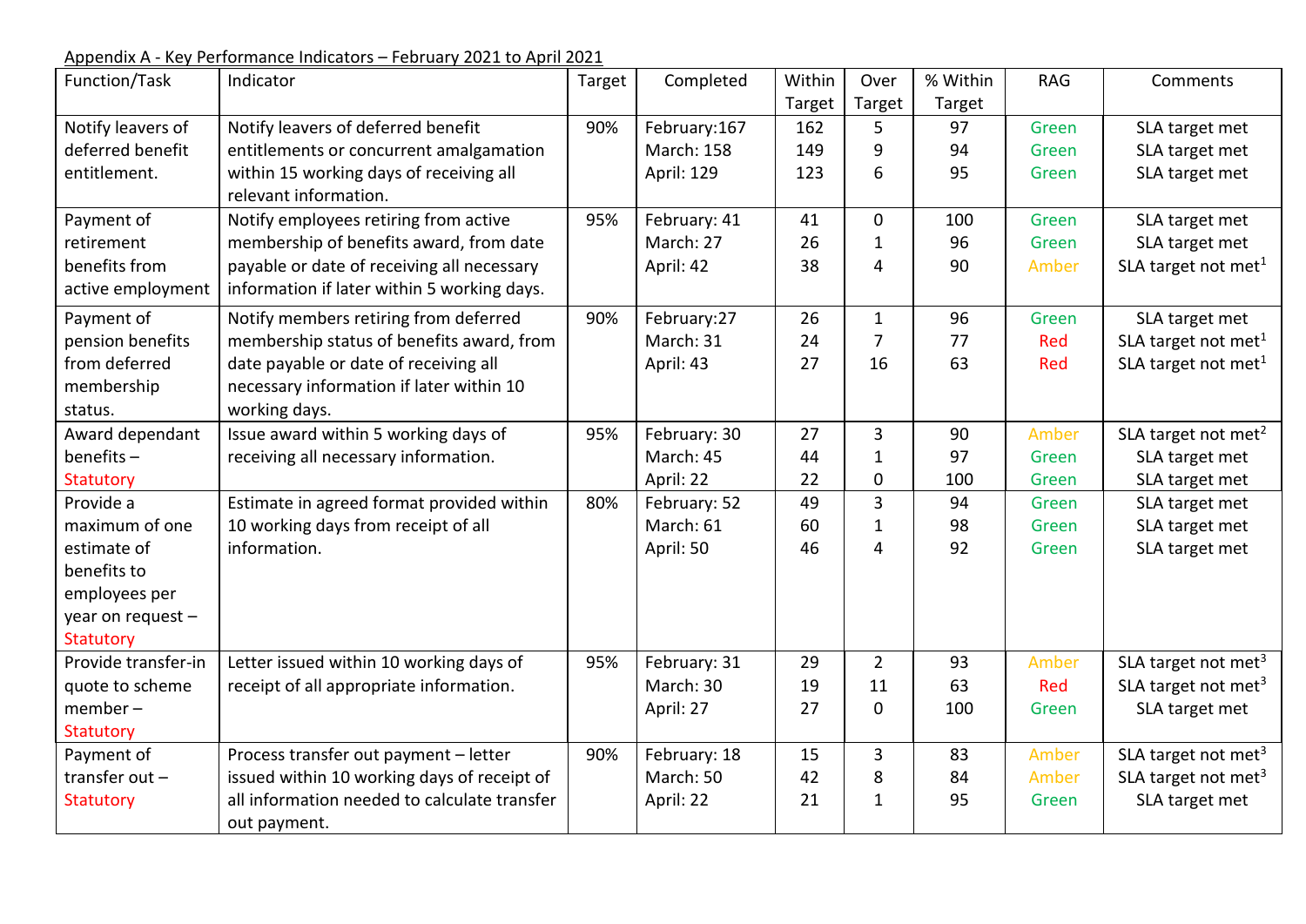Appendix A - Key Performance Indicators – February 2021 to April 2021

| Function/Task | Indicator | Target | Completed | Within Target | Over Target | % Within Target | RAG | Comments |
|---|---|---|---|---|---|---|---|---|
| Notify leavers of deferred benefit entitlement. | Notify leavers of deferred benefit entitlements or concurrent amalgamation within 15 working days of receiving all relevant information. | 90% | February:167<br>March: 158<br>April: 129 | 162<br>149<br>123 | 5<br>9<br>6 | 97<br>94<br>95 | Green<br>Green<br>Green | SLA target met<br>SLA target met<br>SLA target met |
| Payment of retirement benefits from active employment | Notify employees retiring from active membership of benefits award, from date payable or date of receiving all necessary information if later within 5 working days. | 95% | February: 41<br>March: 27<br>April: 42 | 41<br>26<br>38 | 0<br>1<br>4 | 100<br>96<br>90 | Green<br>Green<br>Amber | SLA target met<br>SLA target met<br>SLA target not met[1] |
| Payment of pension benefits from deferred membership status. | Notify members retiring from deferred membership status of benefits award, from date payable or date of receiving all necessary information if later within 10 working days. | 90% | February:27<br>March: 31<br>April: 43 | 26<br>24<br>27 | 1<br>7<br>16 | 96<br>77<br>63 | Green<br>Red<br>Red | SLA target met<br>SLA target not met[1]<br>SLA target not met[1] |
| Award dependant benefits – Statutory | Issue award within 5 working days of receiving all necessary information. | 95% | February: 30<br>March: 45<br>April: 22 | 27<br>44<br>22 | 3<br>1<br>0 | 90<br>97<br>100 | Amber<br>Green<br>Green | SLA target not met[2]<br>SLA target met<br>SLA target met |
| Provide a maximum of one estimate of benefits to employees per year on request – Statutory | Estimate in agreed format provided within 10 working days from receipt of all information. | 80% | February: 52<br>March: 61<br>April: 50 | 49<br>60<br>46 | 3<br>1<br>4 | 94<br>98<br>92 | Green<br>Green<br>Green | SLA target met<br>SLA target met<br>SLA target met |
| Provide transfer-in quote to scheme member – Statutory | Letter issued within 10 working days of receipt of all appropriate information. | 95% | February: 31<br>March: 30<br>April: 27 | 29<br>19<br>27 | 2<br>11<br>0 | 93<br>63<br>100 | Amber<br>Red<br>Green | SLA target not met[3]<br>SLA target not met[3]<br>SLA target met |
| Payment of transfer out – Statutory | Process transfer out payment – letter issued within 10 working days of receipt of all information needed to calculate transfer out payment. | 90% | February: 18<br>March: 50<br>April: 22 | 15<br>42<br>21 | 3<br>8<br>1 | 83<br>84<br>95 | Amber<br>Amber<br>Green | SLA target not met[3]<br>SLA target not met[3]<br>SLA target met |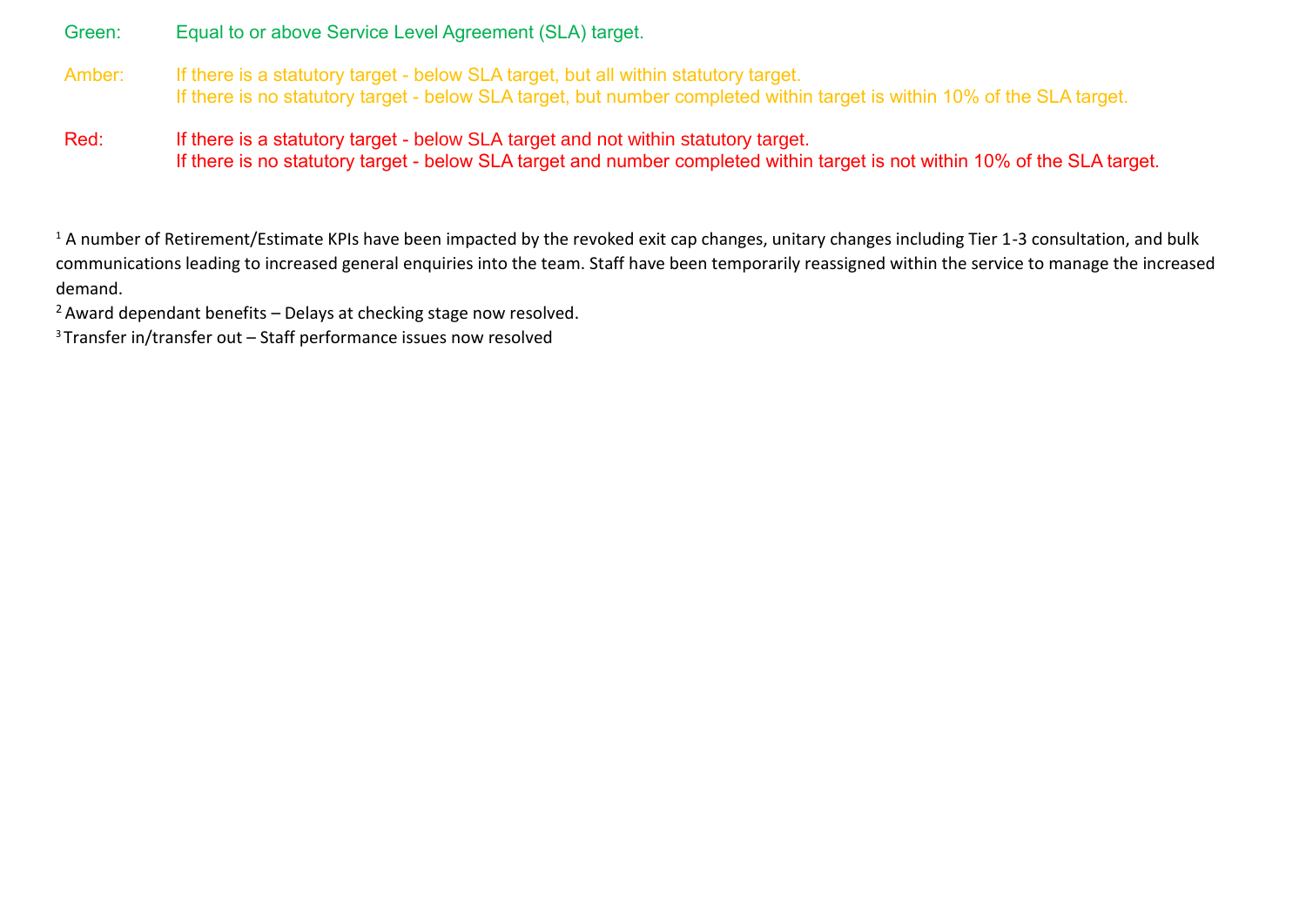Green: Equal to or above Service Level Agreement (SLA) target.

Amber: If there is a statutory target - below SLA target, but all within statutory target.
If there is no statutory target - below SLA target, but number completed within target is within 10% of the SLA target.

Red: If there is a statutory target - below SLA target and not within statutory target.
If there is no statutory target - below SLA target and number completed within target is not within 10% of the SLA target.

[1] A number of Retirement/Estimate KPIs have been impacted by the revoked exit cap changes, unitary changes including Tier 1-3 consultation, and bulk communications leading to increased general enquiries into the team. Staff have been temporarily reassigned within the service to manage the increased demand.

[2] Award dependant benefits – Delays at checking stage now resolved.

[3] Transfer in/transfer out – Staff performance issues now resolved